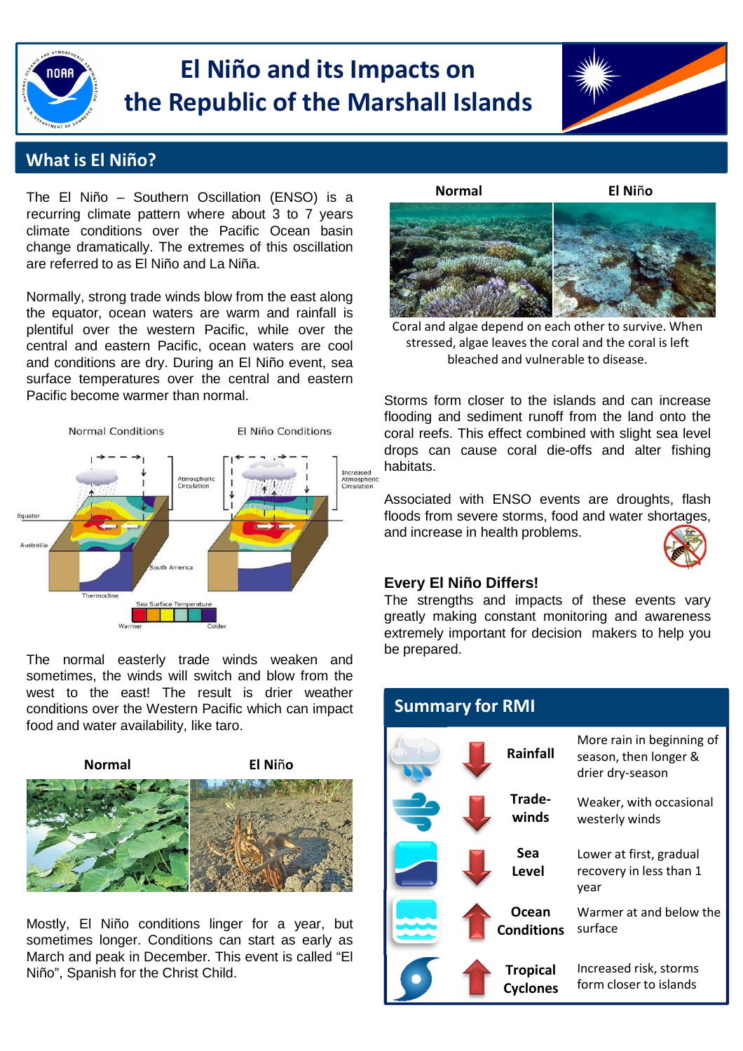# El Niño and its Impacts on the Republic of the Marshall Islands

## What is El Niño?

The El Niño – Southern Oscillation (ENSO) is a recurring climate pattern where about 3 to 7 years climate conditions over the Pacific Ocean basin change dramatically. The extremes of this oscillation are referred to as El Niño and La Niña.

Normally, strong trade winds blow from the east along the equator, ocean waters are warm and rainfall is plentiful over the western Pacific, while over the central and eastern Pacific, ocean waters are cool and conditions are dry. During an El Niño event, sea surface temperatures over the central and eastern Pacific become warmer than normal.

The normal easterly trade winds weaken and sometimes, the winds will switch and blow from the west to the east! The result is drier weather conditions over the Western Pacific which can impact food and water availability, like taro.

**Normal** | **El Niño**

Mostly, El Niño conditions linger for a year, but sometimes longer. Conditions can start as early as March and peak in December. This event is called "El Niño", Spanish for the Christ Child.

**Normal** | **El Niño**

Coral and algae depend on each other to survive. When stressed, algae leaves the coral and the coral is left bleached and vulnerable to disease.

Storms form closer to the islands and can increase flooding and sediment runoff from the land onto the coral reefs. This effect combined with slight sea level drops can cause coral die-offs and alter fishing habitats.

Associated with ENSO events are droughts, flash floods from severe storms, food and water shortages, and increase in health problems.

### Every El Niño Differs!

The strengths and impacts of these events vary greatly making constant monitoring and awareness extremely important for decision makers to help you be prepared.

## Summary for RMI

| Trend | Factor | Impact |
|---|---|---|
| ↓ | Rainfall | More rain in beginning of season, then longer & drier dry-season |
| ↓ | Trade-winds | Weaker, with occasional westerly winds |
| ↓ | Sea Level | Lower at first, gradual recovery in less than 1 year |
| ↑ | Ocean Conditions | Warmer at and below the surface |
| ↑ | Tropical Cyclones | Increased risk, storms form closer to islands |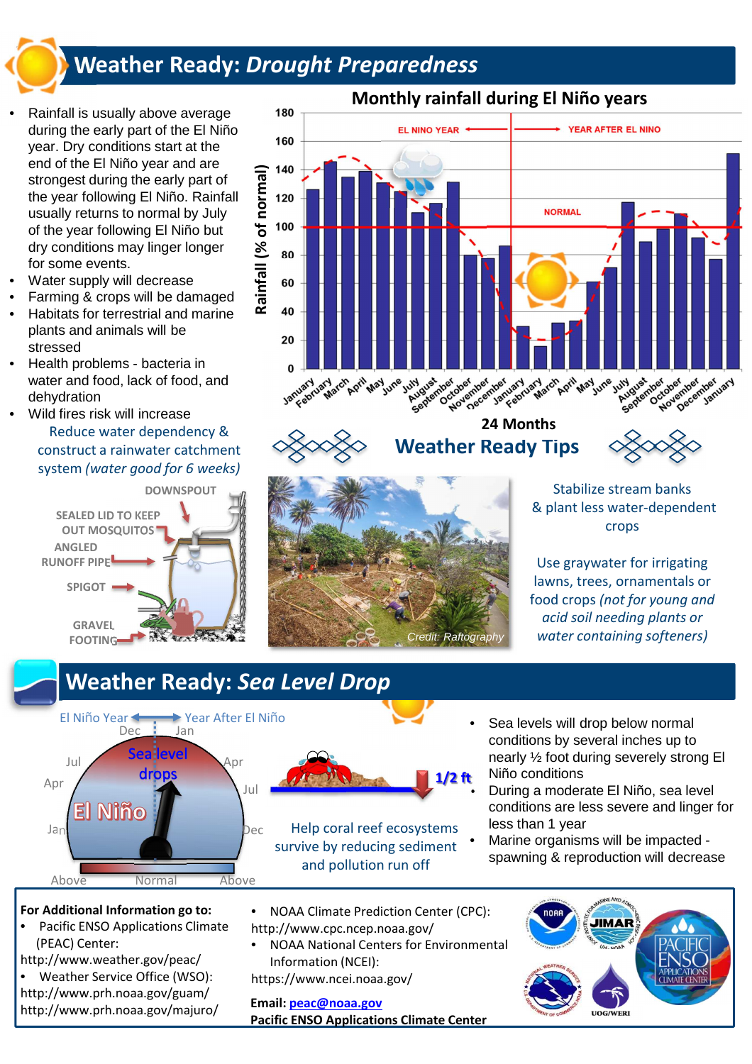# Weather Ready: *Drought Preparedness*

- Rainfall is usually above average during the early part of the El Niño year. Dry conditions start at the end of the El Niño year and are strongest during the early part of the year following El Niño. Rainfall usually returns to normal by July of the year following El Niño but dry conditions may linger longer for some events.
- Water supply will decrease
- Farming & crops will be damaged
- Habitats for terrestrial and marine plants and animals will be stressed
- Health problems - bacteria in water and food, lack of food, and dehydration
- Wild fires risk will increase

**Monthly rainfall during El Niño years**

EL NINO YEAR
YEAR AFTER EL NINO
NORMAL
Rainfall (% of normal)
180
160
140
120
100
80
60
40
20
0
January February March April May June July August September October November December January February March April May June July August September October November December January
24 Months

## Weather Ready Tips

Reduce water dependency & construct a rainwater catchment system *(water good for 6 weeks)*

DOWNSPOUT
SEALED LID TO KEEP OUT MOSQUITOS
ANGLED RUNOFF PIPE
SPIGOT
GRAVEL FOOTING

Credit: Raftography

Stabilize stream banks & plant less water-dependent crops

Use graywater for irrigating lawns, trees, ornamentals or food crops *(not for young and acid soil needing plants or water containing softeners)*

# Weather Ready: *Sea Level Drop*

El Niño Year
Year After El Niño
Dec
Jan
Jul
Apr
Apr
Jul
Jan
Dec
Sea level drops
El Niño
Above
Normal
Above

1/2 ft

Help coral reef ecosystems survive by reducing sediment and pollution run off

- Sea levels will drop below normal conditions by several inches up to nearly ½ foot during severely strong El Niño conditions
- During a moderate El Niño, sea level conditions are less severe and linger for less than 1 year
- Marine organisms will be impacted - spawning & reproduction will decrease

**For Additional Information go to:**

- Pacific ENSO Applications Climate (PEAC) Center: http://www.weather.gov/peac/
- Weather Service Office (WSO): http://www.prh.noaa.gov/guam/ http://www.prh.noaa.gov/majuro/
- NOAA Climate Prediction Center (CPC): http://www.cpc.ncep.noaa.gov/
- NOAA National Centers for Environmental Information (NCEI): https://www.ncei.noaa.gov/

**Email:** **peac@noaa.gov**
**Pacific ENSO Applications Climate Center**

JIMAR
PACIFIC ENSO APPLICATIONS CLIMATE CENTER
UOG/WERI